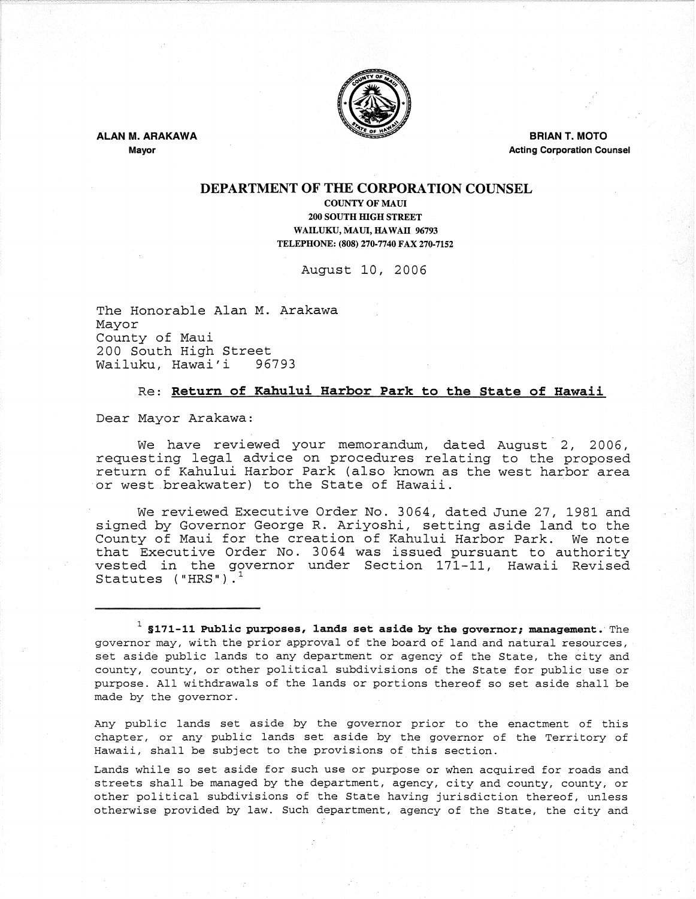ALAN M. ARAKAWA
Mayor

BRIAN T. MOTO
Acting Corporation Counsel

## DEPARTMENT OF THE CORPORATION COUNSEL

COUNTY OF MAUI
200 SOUTH HIGH STREET
WAILUKU, MAUI, HAWAII 96793
TELEPHONE: (808) 270-7740 FAX 270-7152

August 10, 2006

The Honorable Alan M. Arakawa
Mayor
County of Maui
200 South High Street
Wailuku, Hawai'i 96793

Re: **Return of Kahului Harbor Park to the State of Hawaii**

Dear Mayor Arakawa:

We have reviewed your memorandum, dated August 2, 2006, requesting legal advice on procedures relating to the proposed return of Kahului Harbor Park (also known as the west harbor area or west breakwater) to the State of Hawaii.

We reviewed Executive Order No. 3064, dated June 27, 1981 and signed by Governor George R. Ariyoshi, setting aside land to the County of Maui for the creation of Kahului Harbor Park. We note that Executive Order No. 3064 was issued pursuant to authority vested in the governor under Section 171-11, Hawaii Revised Statutes ("HRS").[1]

---

[1] **§171-11 Public purposes, lands set aside by the governor; management.** The governor may, with the prior approval of the board of land and natural resources, set aside public lands to any department or agency of the State, the city and county, county, or other political subdivisions of the State for public use or purpose. All withdrawals of the lands or portions thereof so set aside shall be made by the governor.

Any public lands set aside by the governor prior to the enactment of this chapter, or any public lands set aside by the governor of the Territory of Hawaii, shall be subject to the provisions of this section.

Lands while so set aside for such use or purpose or when acquired for roads and streets shall be managed by the department, agency, city and county, county, or other political subdivisions of the State having jurisdiction thereof, unless otherwise provided by law. Such department, agency of the State, the city and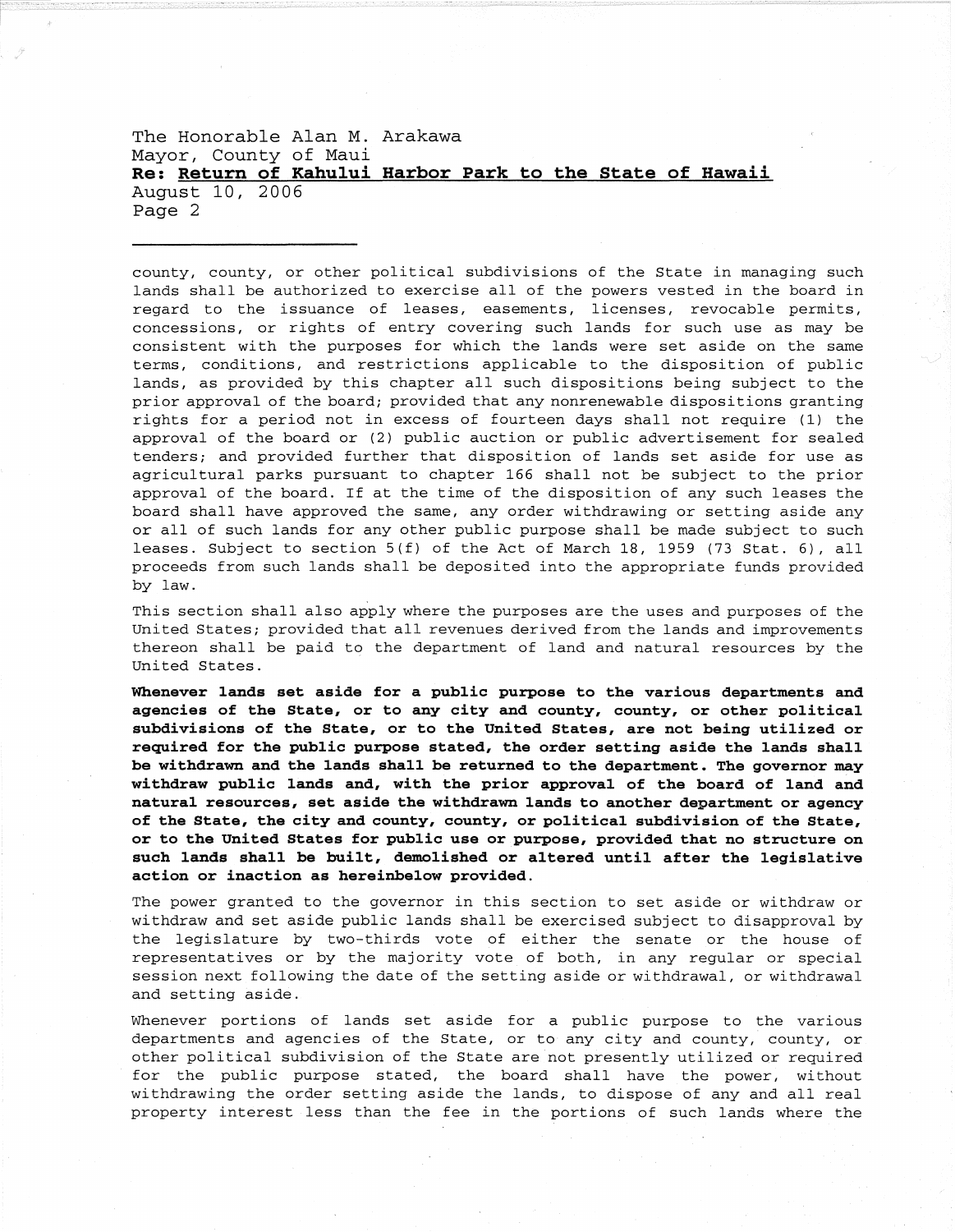county, county, or other political subdivisions of the State in managing such lands shall be authorized to exercise all of the powers vested in the board in regard to the issuance of leases, easements, licenses, revocable permits, concessions, or rights of entry covering such lands for such use as may be consistent with the purposes for which the lands were set aside on the same terms, conditions, and restrictions applicable to the disposition of public lands, as provided by this chapter all such dispositions being subject to the prior approval of the board; provided that any nonrenewable dispositions granting rights for a period not in excess of fourteen days shall not require (1) the approval of the board or (2) public auction or public advertisement for sealed tenders; and provided further that disposition of lands set aside for use as agricultural parks pursuant to chapter 166 shall not be subject to the prior approval of the board. If at the time of the disposition of any such leases the board shall have approved the same, any order withdrawing or setting aside any or all of such lands for any other public purpose shall be made subject to such leases. Subject to section 5(f) of the Act of March 18, 1959 (73 Stat. 6), all proceeds from such lands shall be deposited into the appropriate funds provided by law.

This section shall also apply where the purposes are the uses and purposes of the United States; provided that all revenues derived from the lands and improvements thereon shall be paid to the department of land and natural resources by the United States.

**Whenever lands set aside for a public purpose to the various departments and agencies of the State, or to any city and county, county, or other political subdivisions of the State, or to the United States, are not being utilized or required for the public purpose stated, the order setting aside the lands shall be withdrawn and the lands shall be returned to the department. The governor may withdraw public lands and, with the prior approval of the board of land and natural resources, set aside the withdrawn lands to another department or agency of the State, the city and county, county, or political subdivision of the State, or to the United States for public use or purpose, provided that no structure on such lands shall be built, demolished or altered until after the legislative action or inaction as hereinbelow provided.**

The power granted to the governor in this section to set aside or withdraw or withdraw and set aside public lands shall be exercised subject to disapproval by the legislature by two-thirds vote of either the senate or the house of representatives or by the majority vote of both, in any regular or special session next following the date of the setting aside or withdrawal, or withdrawal and setting aside.

Whenever portions of lands set aside for a public purpose to the various departments and agencies of the State, or to any city and county, county, or other political subdivision of the State are not presently utilized or required for the public purpose stated, the board shall have the power, without withdrawing the order setting aside the lands, to dispose of any and all real property interest less than the fee in the portions of such lands where the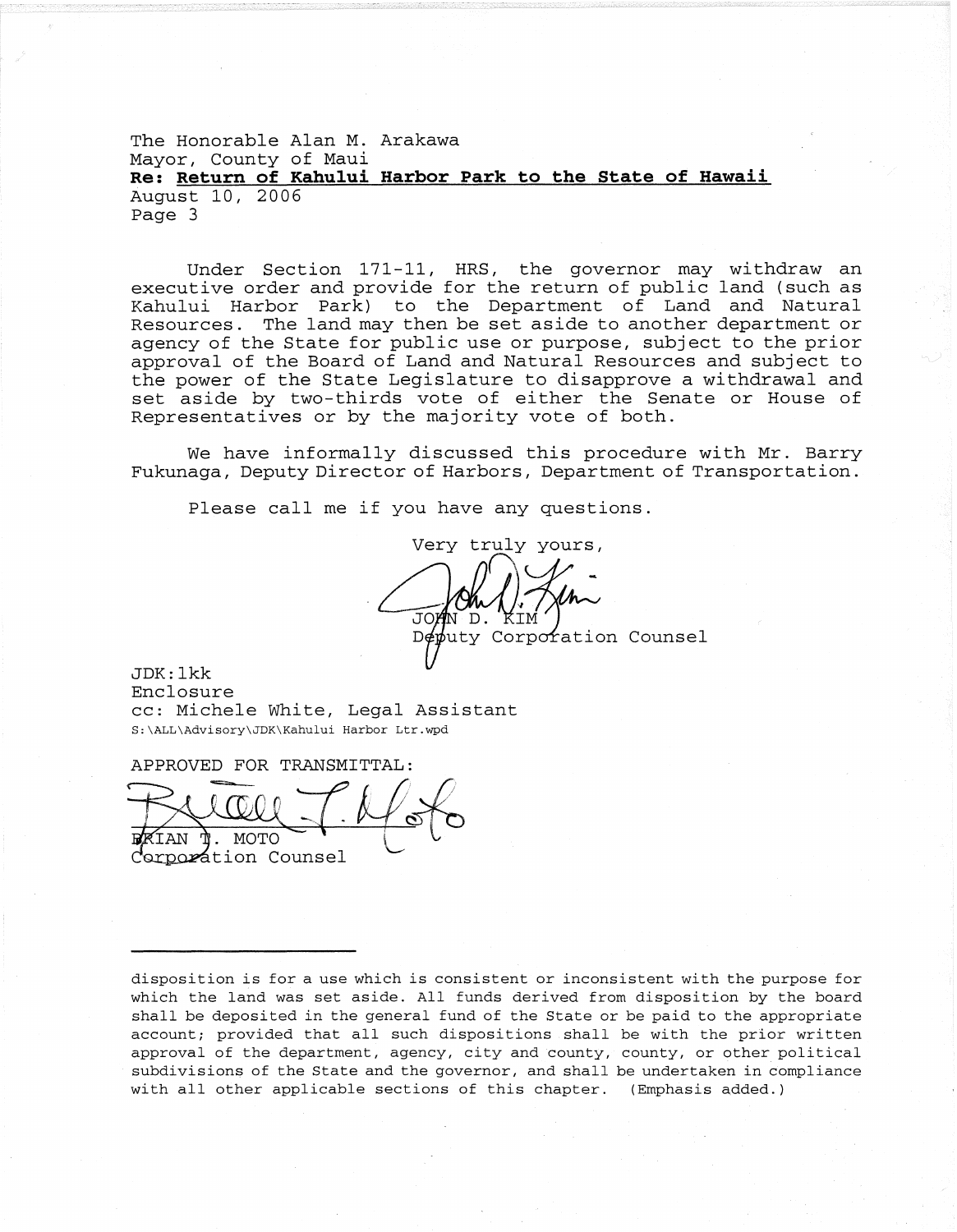The Honorable Alan M. Arakawa
Mayor, County of Maui
**Re: Return of Kahului Harbor Park to the State of Hawaii**
August 10, 2006

Under Section 171-11, HRS, the governor may withdraw an executive order and provide for the return of public land (such as Kahului Harbor Park) to the Department of Land and Natural Resources. The land may then be set aside to another department or agency of the State for public use or purpose, subject to the prior approval of the Board of Land and Natural Resources and subject to the power of the State Legislature to disapprove a withdrawal and set aside by two-thirds vote of either the Senate or House of Representatives or by the majority vote of both.

We have informally discussed this procedure with Mr. Barry Fukunaga, Deputy Director of Harbors, Department of Transportation.

Please call me if you have any questions.

Very truly yours,

JOHN D. KIM
Deputy Corporation Counsel

JDK:lkk
Enclosure
cc: Michele White, Legal Assistant
S:\ALL\Advisory\JDK\Kahului Harbor Ltr.wpd

APPROVED FOR TRANSMITTAL:

BRIAN T. MOTO
Corporation Counsel

---

disposition is for a use which is consistent or inconsistent with the purpose for which the land was set aside. All funds derived from disposition by the board shall be deposited in the general fund of the State or be paid to the appropriate account; provided that all such dispositions shall be with the prior written approval of the department, agency, city and county, county, or other political subdivisions of the State and the governor, and shall be undertaken in compliance with all other applicable sections of this chapter. (Emphasis added.)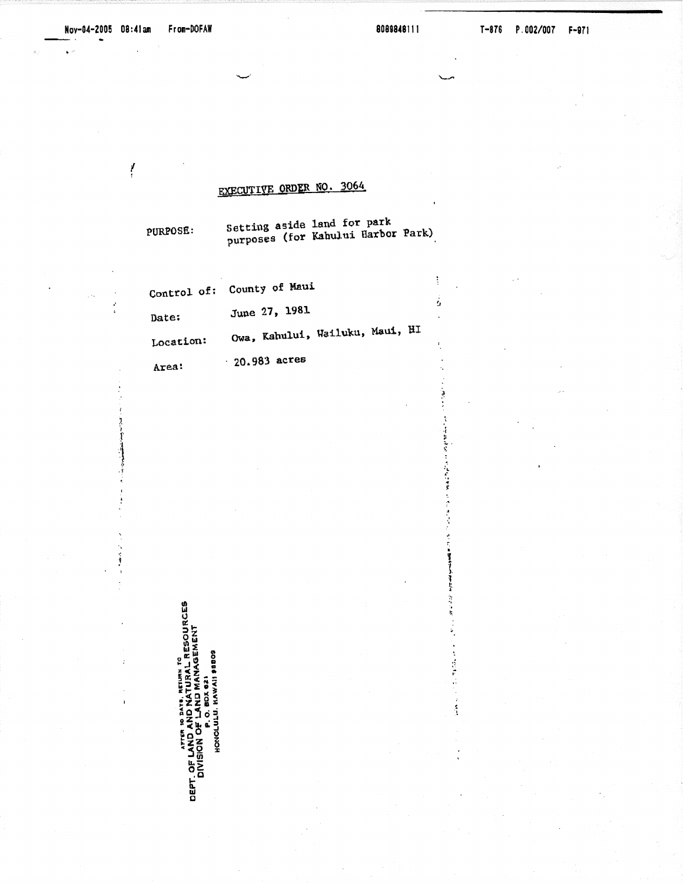# EXECUTIVE ORDER NO. 3064

| | |
|---|---|
| PURPOSE: | Setting aside land for park purposes (for Kahului Harbor Park) |
| Control of: | County of Maui |
| Date: | June 27, 1981 |
| Location: | Owa, Kahului, Wailuku, Maui, HI |
| Area: | 20.983 acres |

AFTER 10 DAYS, RETURN TO
DEPT. OF LAND AND NATURAL RESOURCES
DIVISION OF LAND MANAGEMENT
P. O. BOX 621
HONOLULU, HAWAII 96809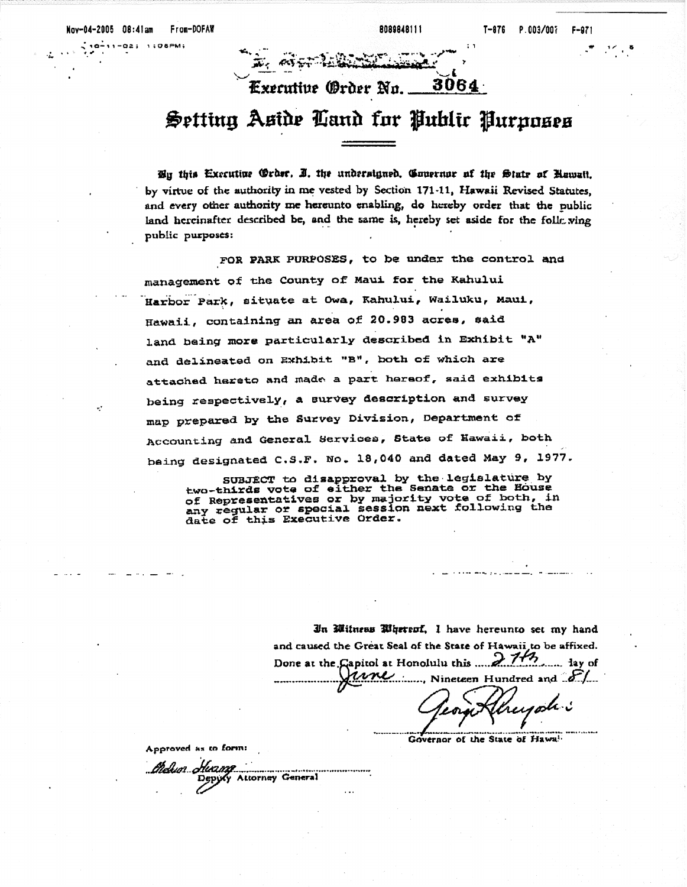# Executive Order No. 3064

## Setting Aside Land for Public Purposes

By this Executive Order, I, the undersigned, Governor of the State of Hawaii, by virtue of the authority in me vested by Section 171-11, Hawaii Revised Statutes, and every other authority me hereunto enabling, do hereby order that the public land hereinafter described be, and the same is, hereby set aside for the following public purposes:

FOR PARK PURPOSES, to be under the control and management of the County of Maui for the Kahului Harbor Park, situate at Owa, Kahului, Wailuku, Maui, Hawaii, containing an area of 20.983 acres, said land being more particularly described in Exhibit "A" and delineated on Exhibit "B", both of which are attached hereto and made a part hereof, said exhibits being respectively, a survey description and survey map prepared by the Survey Division, Department of Accounting and General Services, State of Hawaii, both being designated C.S.F. No. 18,040 and dated May 9, 1977.

SUBJECT to disapproval by the legislature by two-thirds vote of either the Senate or the House of Representatives or by majority vote of both, in any regular or special session next following the date of this Executive Order.

In Witness Whereof, I have hereunto set my hand and caused the Great Seal of the State of Hawaii to be affixed. Done at the Capitol at Honolulu this 27th day of June, Nineteen Hundred and 81.

George R. Ariyoshi
Governor of the State of Hawaii

Approved as to form:

Chelson Huang
Deputy Attorney General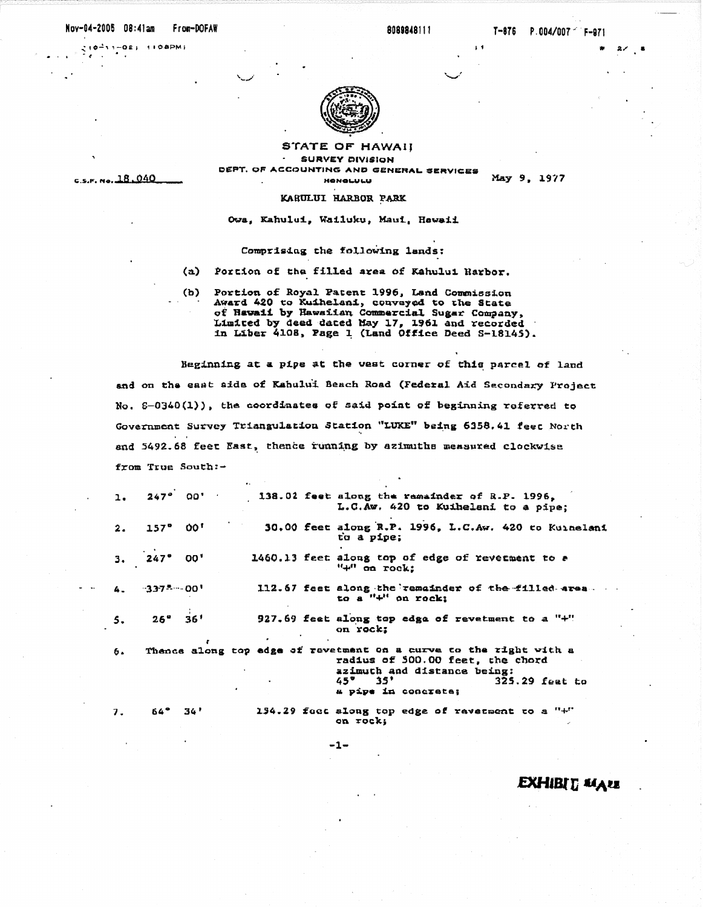STATE OF HAWAII

SURVEY DIVISION

DEPT. OF ACCOUNTING AND GENERAL SERVICES

HONOLULU

C.S.F. No. 18,040

May 9, 1977

KAHULUI HARBOR PARK

Owa, Kahului, Wailuku, Maui, Hawaii

Comprising the following lands:

(a) Portion of the filled area of Kahului Harbor.

(b) Portion of Royal Patent 1996, Land Commission Award 420 to Kuihelani, conveyed to the State of Hawaii by Hawaiian Commercial Sugar Company, Limited by deed dated May 17, 1961 and recorded in Liber 4108, Page 1 (Land Office Deed S-18145).

Beginning at a pipe at the west corner of this parcel of land and on the east side of Kahului Beach Road (Federal Aid Secondary Project No. S-0340(1)), the coordinates of said point of beginning referred to Government Survey Triangulation Station "LUKE" being 6358.41 feet North and 5492.68 feet East, thence running by azimuths measured clockwise from True South:-

1. 247° 00' 138.02 feet along the remainder of R.P. 1996, L.C.Aw. 420 to Kuihelani to a pipe;

2. 157° 00' 30.00 feet along R.P. 1996, L.C.Aw. 420 to Kuihelani to a pipe;

3. 247° 00' 1460.13 feet along top of edge of revetment to a "+" on rock;

4. 337° 00' 112.67 feet along the remainder of the filled area to a "+" on rock;

5. 26° 36' 927.69 feet along top edge of revetment to a "+" on rock;

6. Thence along top edge of revetment on a curve to the right with a radius of 500.00 feet, the chord azimuth and distance being: 45° 35' 325.29 feet to a pipe in concrete;

7. 64° 34' 134.29 feet along top edge of revetment to a "+" on rock;

EXHIBIT "A"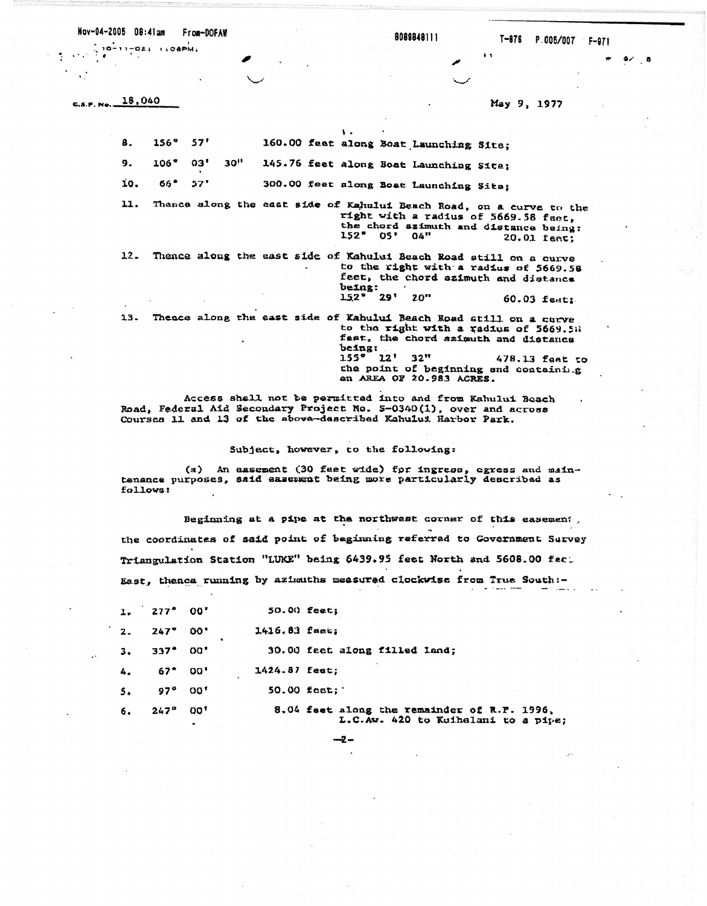C.S.F. No. 18,040

May 9, 1977

8. 156° 57' 160.00 feet along Boat Launching Site;

9. 106° 03' 30" 145.76 feet along Boat Launching Site;

10. 66° 57' 300.00 feet along Boat Launching Site;

11. Thence along the east side of Kahului Beach Road, on a curve to the right with a radius of 5669.58 feet, the chord azimuth and distance being: 152° 05' 04" 20.01 feet;

12. Thence along the east side of Kahului Beach Road still on a curve to the right with a radius of 5669.58 feet, the chord azimuth and distance being: 152° 29' 20" 60.03 feet;

13. Thence along the east side of Kahului Beach Road still on a curve to the right with a radius of 5669.58 feet, the chord azimuth and distance being: 155° 12' 32" 478.13 feet to the point of beginning and containing an AREA OF 20.983 ACRES.

Access shall not be permitted into and from Kahului Beach Road, Federal Aid Secondary Project No. S-0340(1), over and across Courses 11 and 13 of the above-described Kahului Harbor Park.

Subject, however, to the following:

(a) An easement (30 feet wide) for ingress, egress and maintenance purposes, said easement being more particularly described as follows:

Beginning at a pipe at the northwest corner of this easement, the coordinates of said point of beginning referred to Government Survey Triangulation Station "LUKE" being 6439.95 feet North and 5608.00 feet East, thence running by azimuths measured clockwise from True South:-

1. 277° 00' 50.00 feet;
2. 247° 00' 1416.83 feet;
3. 337° 00' 30.00 feet along filled land;
4. 67° 00' 1424.87 feet;
5. 97° 00' 50.00 feet;
6. 247° 00' 8.04 feet along the remainder of R.P. 1996, L.C.Aw. 420 to Kuihelani to a pipe;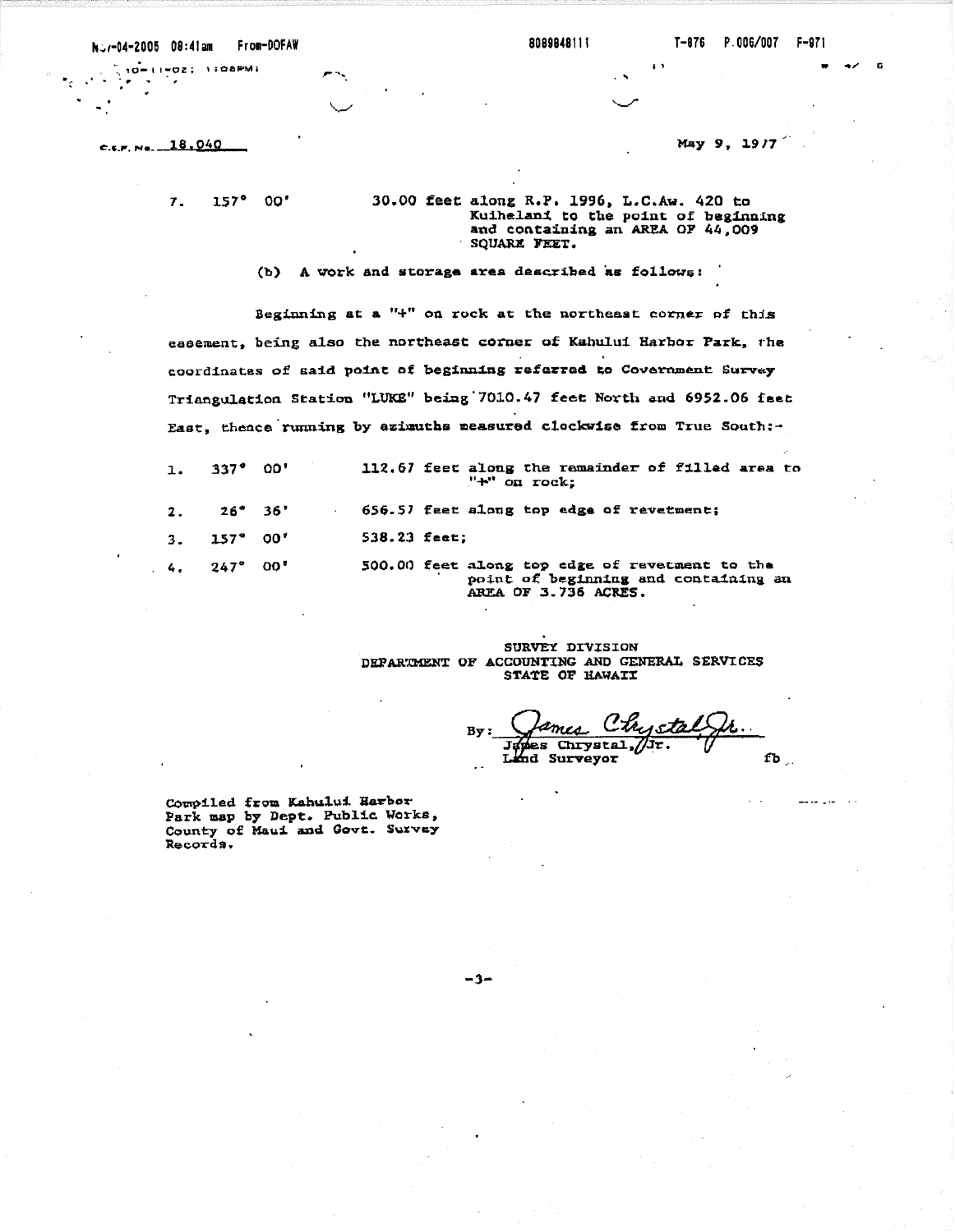C.S.F. No. 18,040 May 9, 1977

| | | |
|---|---|---|
| 7. | 157° 00' | 30.00 feet along R.P. 1996, L.C.Aw. 420 to Kuihelani to the point of beginning and containing an AREA OF 44,009 SQUARE FEET. |

(b) A work and storage area described as follows:

Beginning at a "+" on rock at the northeast corner of this easement, being also the northeast corner of Kahului Harbor Park, the coordinates of said point of beginning referred to Government Survey Triangulation Station "LUKE" being 7010.47 feet North and 6952.06 feet East, thence running by azimuths measured clockwise from True South:-

| | | |
|---|---|---|
| 1. | 337° 00' | 112.67 feet along the remainder of filled area to "+" on rock; |
| 2. | 26° 36' | 656.57 feet along top edge of revetment; |
| 3. | 157° 00' | 538.23 feet; |
| 4. | 247° 00' | 500.00 feet along top edge of revetment to the point of beginning and containing an AREA OF 3.736 ACRES. |

SURVEY DIVISION
DEPARTMENT OF ACCOUNTING AND GENERAL SERVICES
STATE OF HAWAII

By: James Chrystal, Jr.
James Chrystal, Jr.
Land Surveyor

fb

Compiled from Kahului Harbor Park map by Dept. Public Works, County of Maui and Govt. Survey Records.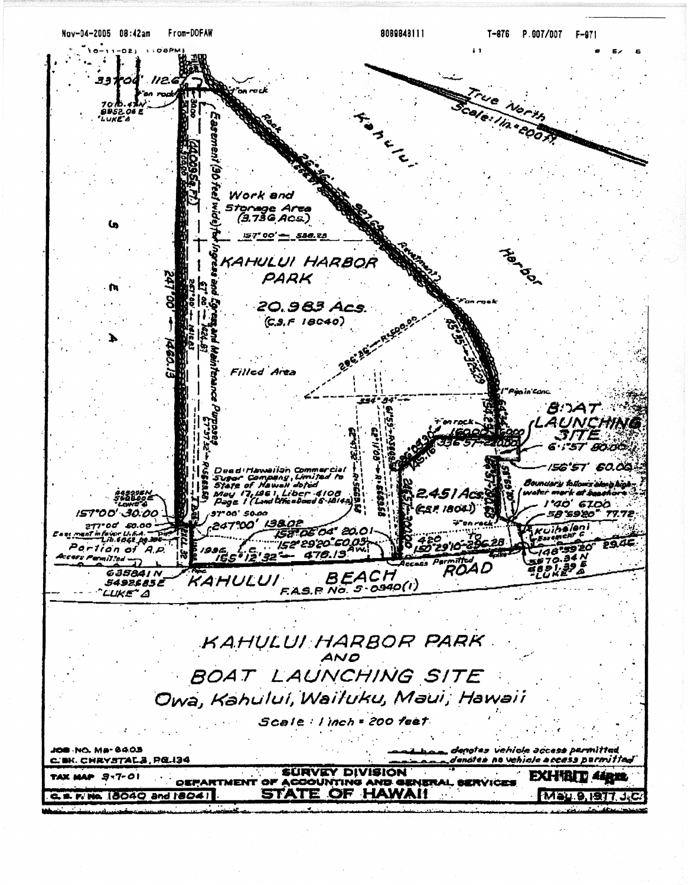Nov-04-2005 08:42am From-DOFAW 8089849111 T-876 P.007/007 F-971

True North

Scale: 1 in. = 200 ft.

Kahului Harbor

SEA

Work and Storage Area (3.736 Acs.)

KAHULUI HARBOR PARK

20.983 Acs. (C.S.F 18040)

Filled Area

Easement (30 feet wide) for Ingress and Egress and Maintenance Purpose

Deed: Hawaiian Commercial Sugar Company, Limited to State of Hawaii dated May 17, 1961, Liber 4108 Page 1 (Land Office Deed S-18145)

BOAT LAUNCHING SITE

2.451 Acs. (C.S.F. 18041)

Boundary follows along high-water mark at seashore

Kuihelani Easement C

Portion of A.P. Access Permitted

Easement in favor U.S.A.

Access Permitted

KAHULUI BEACH ROAD F.A.S.P. No. S-0940(1)

# KAHULUI HARBOR PARK AND BOAT LAUNCHING SITE

Owa, Kahului, Wailuku, Maui, Hawaii

Scale: 1 inch = 200 feet

JOB NO. Ma-6403

C. BK. CHRYSTAL 3, PG. 134

TAX MAP 3-7-01

C. S. F. No. 18040 and 18041

denotes vehicle access permitted

denotes no vehicle access permitted

SURVEY DIVISION

DEPARTMENT OF ACCOUNTING AND GENERAL SERVICES

STATE OF HAWAII

EXHIBIT

May 9, 1977 J.C.